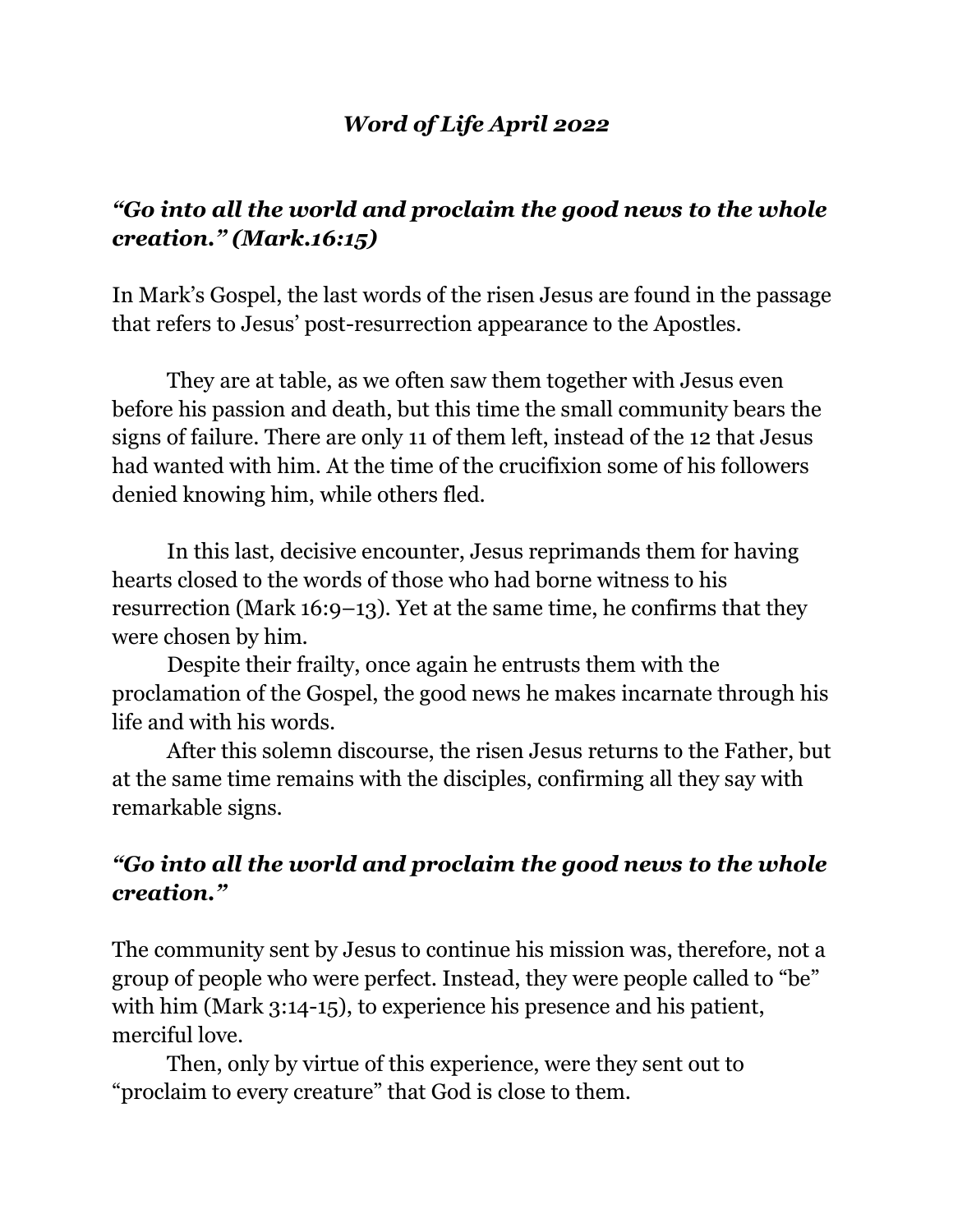# *Word of Life April 2022*

## *"Go into all the world and proclaim the good news to the whole creation." (Mark.16:15)*

In Mark's Gospel, the last words of the risen Jesus are found in the passage that refers to Jesus' post-resurrection appearance to the Apostles.

They are at table, as we often saw them together with Jesus even before his passion and death, but this time the small community bears the signs of failure. There are only 11 of them left, instead of the 12 that Jesus had wanted with him. At the time of the crucifixion some of his followers denied knowing him, while others fled.

In this last, decisive encounter, Jesus reprimands them for having hearts closed to the words of those who had borne witness to his resurrection (Mark 16:9–13). Yet at the same time, he confirms that they were chosen by him.

Despite their frailty, once again he entrusts them with the proclamation of the Gospel, the good news he makes incarnate through his life and with his words.

After this solemn discourse, the risen Jesus returns to the Father, but at the same time remains with the disciples, confirming all they say with remarkable signs.

## *"Go into all the world and proclaim the good news to the whole creation."*

The community sent by Jesus to continue his mission was, therefore, not a group of people who were perfect. Instead, they were people called to "be" with him (Mark 3:14-15), to experience his presence and his patient, merciful love.

Then, only by virtue of this experience, were they sent out to "proclaim to every creature" that God is close to them.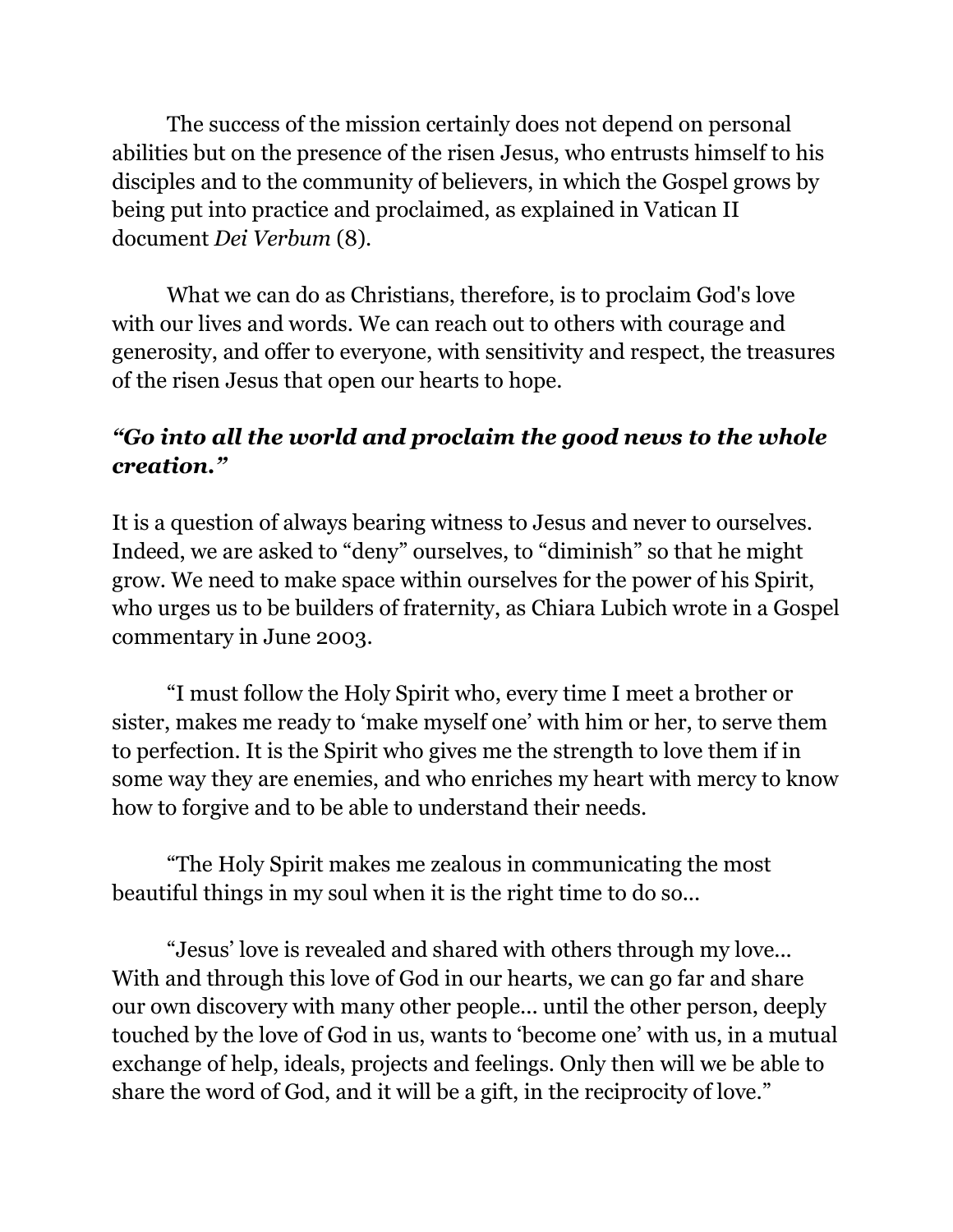The success of the mission certainly does not depend on personal abilities but on the presence of the risen Jesus, who entrusts himself to his disciples and to the community of believers, in which the Gospel grows by being put into practice and proclaimed, as explained in Vatican II document *Dei Verbum* (8).

What we can do as Christians, therefore, is to proclaim God's love with our lives and words. We can reach out to others with courage and generosity, and offer to everyone, with sensitivity and respect, the treasures of the risen Jesus that open our hearts to hope.

***"Go into all the world and proclaim the good news to the whole creation."***

It is a question of always bearing witness to Jesus and never to ourselves. Indeed, we are asked to "deny" ourselves, to "diminish" so that he might grow. We need to make space within ourselves for the power of his Spirit, who urges us to be builders of fraternity, as Chiara Lubich wrote in a Gospel commentary in June 2003.

"I must follow the Holy Spirit who, every time I meet a brother or sister, makes me ready to 'make myself one' with him or her, to serve them to perfection. It is the Spirit who gives me the strength to love them if in some way they are enemies, and who enriches my heart with mercy to know how to forgive and to be able to understand their needs.

"The Holy Spirit makes me zealous in communicating the most beautiful things in my soul when it is the right time to do so…

"Jesus' love is revealed and shared with others through my love… With and through this love of God in our hearts, we can go far and share our own discovery with many other people… until the other person, deeply touched by the love of God in us, wants to 'become one' with us, in a mutual exchange of help, ideals, projects and feelings. Only then will we be able to share the word of God, and it will be a gift, in the reciprocity of love."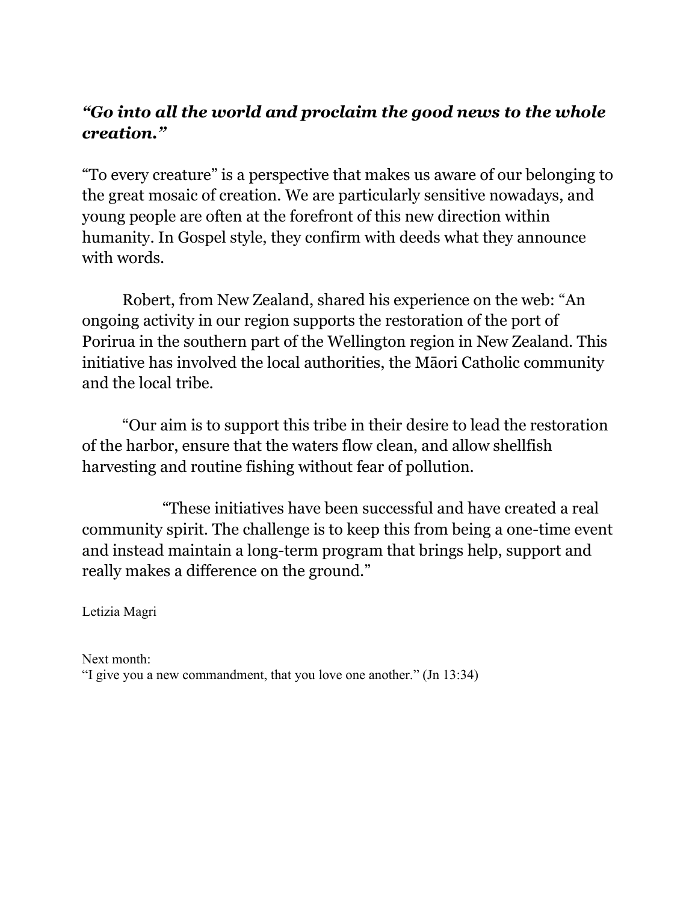***"Go into all the world and proclaim the good news to the whole creation."***

"To every creature" is a perspective that makes us aware of our belonging to the great mosaic of creation. We are particularly sensitive nowadays, and young people are often at the forefront of this new direction within humanity. In Gospel style, they confirm with deeds what they announce with words.

Robert, from New Zealand, shared his experience on the web: "An ongoing activity in our region supports the restoration of the port of Porirua in the southern part of the Wellington region in New Zealand. This initiative has involved the local authorities, the Māori Catholic community and the local tribe.

"Our aim is to support this tribe in their desire to lead the restoration of the harbor, ensure that the waters flow clean, and allow shellfish harvesting and routine fishing without fear of pollution.

"These initiatives have been successful and have created a real community spirit. The challenge is to keep this from being a one-time event and instead maintain a long-term program that brings help, support and really makes a difference on the ground."

Letizia Magri

Next month:
"I give you a new commandment, that you love one another." (Jn 13:34)